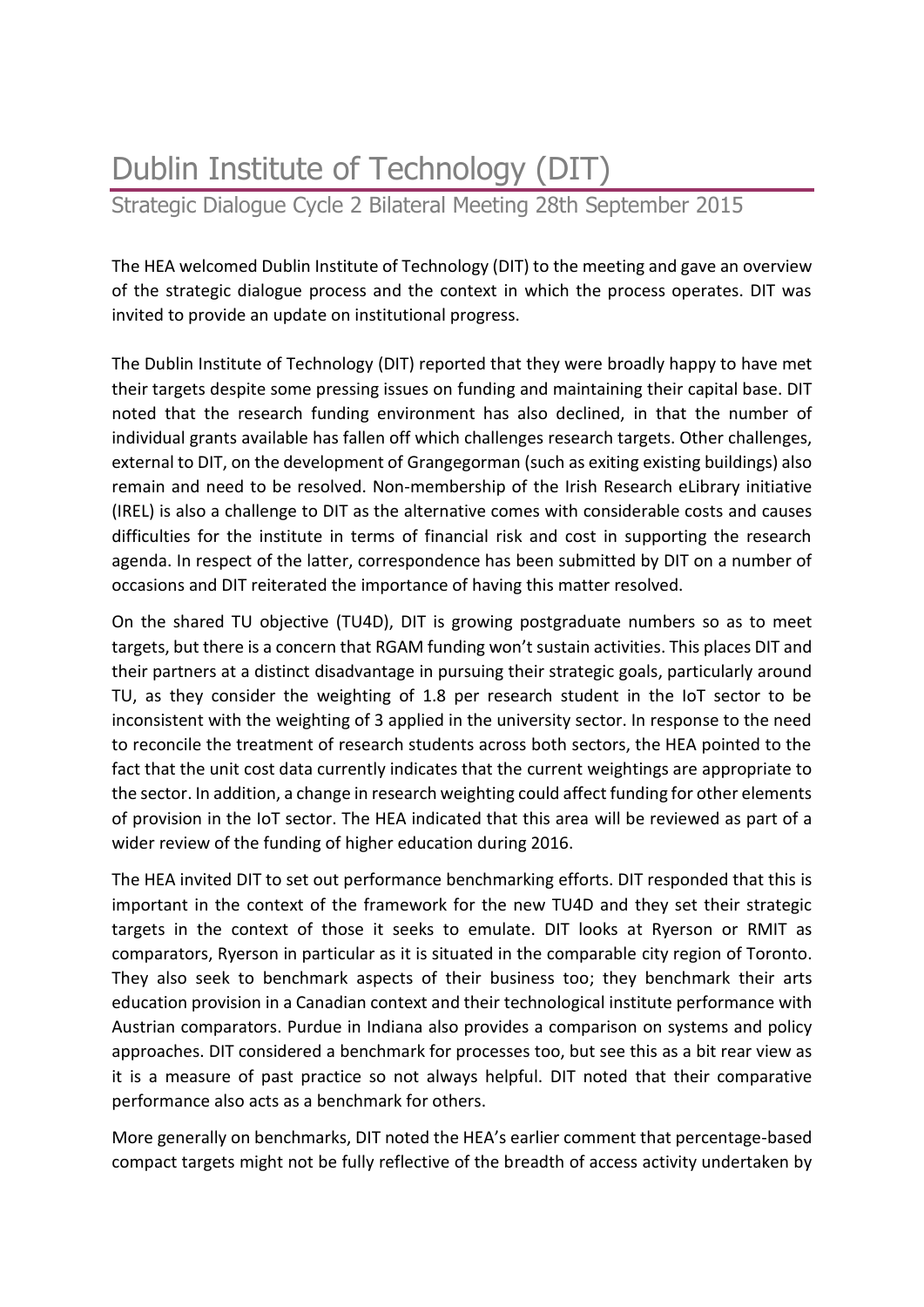# Dublin Institute of Technology (DIT)

## Strategic Dialogue Cycle 2 Bilateral Meeting 28th September 2015

The HEA welcomed Dublin Institute of Technology (DIT) to the meeting and gave an overview of the strategic dialogue process and the context in which the process operates. DIT was invited to provide an update on institutional progress.

The Dublin Institute of Technology (DIT) reported that they were broadly happy to have met their targets despite some pressing issues on funding and maintaining their capital base. DIT noted that the research funding environment has also declined, in that the number of individual grants available has fallen off which challenges research targets. Other challenges, external to DIT, on the development of Grangegorman (such as exiting existing buildings) also remain and need to be resolved. Non-membership of the Irish Research eLibrary initiative (IREL) is also a challenge to DIT as the alternative comes with considerable costs and causes difficulties for the institute in terms of financial risk and cost in supporting the research agenda. In respect of the latter, correspondence has been submitted by DIT on a number of occasions and DIT reiterated the importance of having this matter resolved.

On the shared TU objective (TU4D), DIT is growing postgraduate numbers so as to meet targets, but there is a concern that RGAM funding won't sustain activities. This places DIT and their partners at a distinct disadvantage in pursuing their strategic goals, particularly around TU, as they consider the weighting of 1.8 per research student in the IoT sector to be inconsistent with the weighting of 3 applied in the university sector. In response to the need to reconcile the treatment of research students across both sectors, the HEA pointed to the fact that the unit cost data currently indicates that the current weightings are appropriate to the sector. In addition, a change in research weighting could affect funding for other elements of provision in the IoT sector. The HEA indicated that this area will be reviewed as part of a wider review of the funding of higher education during 2016.

The HEA invited DIT to set out performance benchmarking efforts. DIT responded that this is important in the context of the framework for the new TU4D and they set their strategic targets in the context of those it seeks to emulate. DIT looks at Ryerson or RMIT as comparators, Ryerson in particular as it is situated in the comparable city region of Toronto. They also seek to benchmark aspects of their business too; they benchmark their arts education provision in a Canadian context and their technological institute performance with Austrian comparators. Purdue in Indiana also provides a comparison on systems and policy approaches. DIT considered a benchmark for processes too, but see this as a bit rear view as it is a measure of past practice so not always helpful. DIT noted that their comparative performance also acts as a benchmark for others.

More generally on benchmarks, DIT noted the HEA's earlier comment that percentage-based compact targets might not be fully reflective of the breadth of access activity undertaken by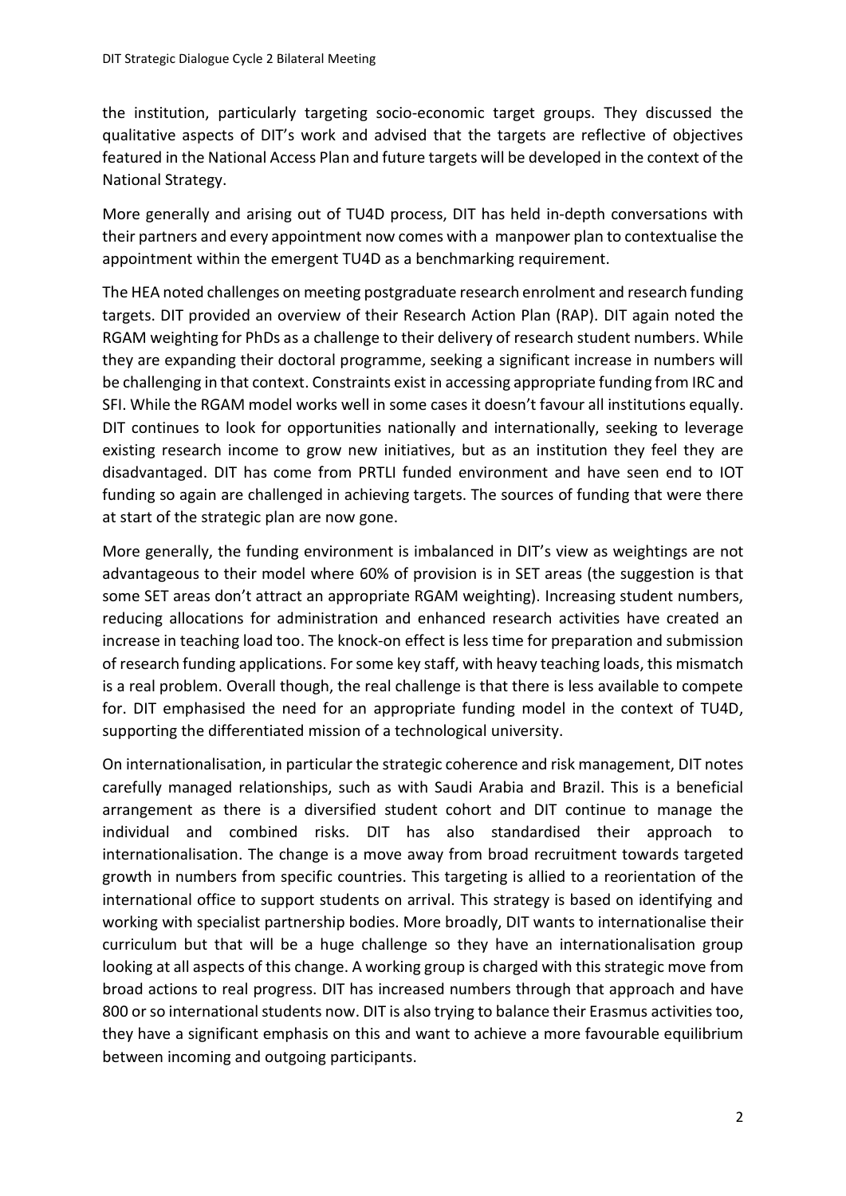the institution, particularly targeting socio-economic target groups. They discussed the qualitative aspects of DIT's work and advised that the targets are reflective of objectives featured in the National Access Plan and future targets will be developed in the context of the National Strategy.

More generally and arising out of TU4D process, DIT has held in-depth conversations with their partners and every appointment now comes with a manpower plan to contextualise the appointment within the emergent TU4D as a benchmarking requirement.

The HEA noted challenges on meeting postgraduate research enrolment and research funding targets. DIT provided an overview of their Research Action Plan (RAP). DIT again noted the RGAM weighting for PhDs as a challenge to their delivery of research student numbers. While they are expanding their doctoral programme, seeking a significant increase in numbers will be challenging in that context. Constraints exist in accessing appropriate funding from IRC and SFI. While the RGAM model works well in some cases it doesn't favour all institutions equally. DIT continues to look for opportunities nationally and internationally, seeking to leverage existing research income to grow new initiatives, but as an institution they feel they are disadvantaged. DIT has come from PRTLI funded environment and have seen end to IOT funding so again are challenged in achieving targets. The sources of funding that were there at start of the strategic plan are now gone.

More generally, the funding environment is imbalanced in DIT's view as weightings are not advantageous to their model where 60% of provision is in SET areas (the suggestion is that some SET areas don't attract an appropriate RGAM weighting). Increasing student numbers, reducing allocations for administration and enhanced research activities have created an increase in teaching load too. The knock-on effect is less time for preparation and submission of research funding applications. For some key staff, with heavy teaching loads, this mismatch is a real problem. Overall though, the real challenge is that there is less available to compete for. DIT emphasised the need for an appropriate funding model in the context of TU4D, supporting the differentiated mission of a technological university.

On internationalisation, in particular the strategic coherence and risk management, DIT notes carefully managed relationships, such as with Saudi Arabia and Brazil. This is a beneficial arrangement as there is a diversified student cohort and DIT continue to manage the individual and combined risks. DIT has also standardised their approach to internationalisation. The change is a move away from broad recruitment towards targeted growth in numbers from specific countries. This targeting is allied to a reorientation of the international office to support students on arrival. This strategy is based on identifying and working with specialist partnership bodies. More broadly, DIT wants to internationalise their curriculum but that will be a huge challenge so they have an internationalisation group looking at all aspects of this change. A working group is charged with this strategic move from broad actions to real progress. DIT has increased numbers through that approach and have 800 or so international students now. DIT is also trying to balance their Erasmus activities too, they have a significant emphasis on this and want to achieve a more favourable equilibrium between incoming and outgoing participants.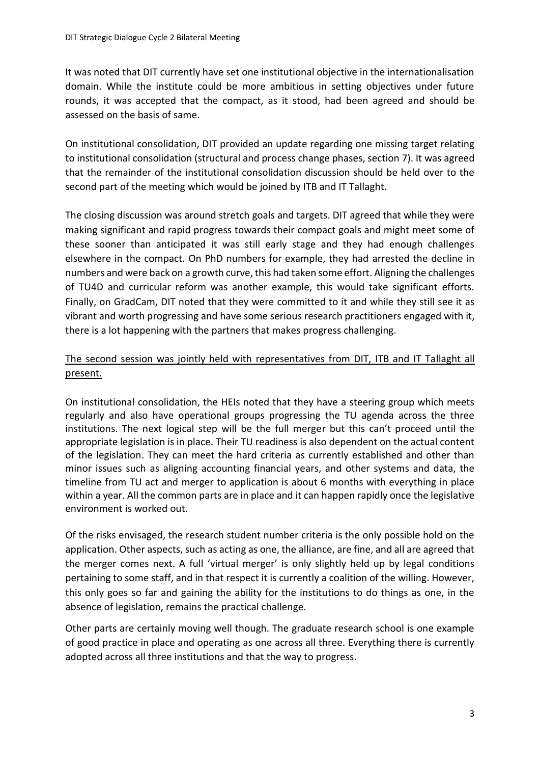It was noted that DIT currently have set one institutional objective in the internationalisation domain. While the institute could be more ambitious in setting objectives under future rounds, it was accepted that the compact, as it stood, had been agreed and should be assessed on the basis of same.

On institutional consolidation, DIT provided an update regarding one missing target relating to institutional consolidation (structural and process change phases, section 7). It was agreed that the remainder of the institutional consolidation discussion should be held over to the second part of the meeting which would be joined by ITB and IT Tallaght.

The closing discussion was around stretch goals and targets. DIT agreed that while they were making significant and rapid progress towards their compact goals and might meet some of these sooner than anticipated it was still early stage and they had enough challenges elsewhere in the compact. On PhD numbers for example, they had arrested the decline in numbers and were back on a growth curve, this had taken some effort. Aligning the challenges of TU4D and curricular reform was another example, this would take significant efforts. Finally, on GradCam, DIT noted that they were committed to it and while they still see it as vibrant and worth progressing and have some serious research practitioners engaged with it, there is a lot happening with the partners that makes progress challenging.

<u>The second session was jointly held with representatives from DIT, ITB and IT Tallaght all present.</u>

On institutional consolidation, the HEIs noted that they have a steering group which meets regularly and also have operational groups progressing the TU agenda across the three institutions. The next logical step will be the full merger but this can't proceed until the appropriate legislation is in place. Their TU readiness is also dependent on the actual content of the legislation. They can meet the hard criteria as currently established and other than minor issues such as aligning accounting financial years, and other systems and data, the timeline from TU act and merger to application is about 6 months with everything in place within a year. All the common parts are in place and it can happen rapidly once the legislative environment is worked out.

Of the risks envisaged, the research student number criteria is the only possible hold on the application. Other aspects, such as acting as one, the alliance, are fine, and all are agreed that the merger comes next. A full 'virtual merger' is only slightly held up by legal conditions pertaining to some staff, and in that respect it is currently a coalition of the willing. However, this only goes so far and gaining the ability for the institutions to do things as one, in the absence of legislation, remains the practical challenge.

Other parts are certainly moving well though. The graduate research school is one example of good practice in place and operating as one across all three. Everything there is currently adopted across all three institutions and that the way to progress.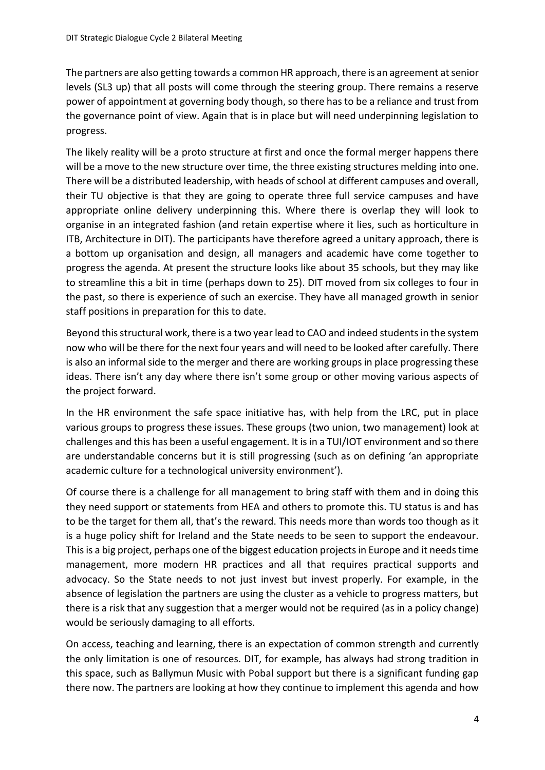The partners are also getting towards a common HR approach, there is an agreement at senior levels (SL3 up) that all posts will come through the steering group. There remains a reserve power of appointment at governing body though, so there has to be a reliance and trust from the governance point of view. Again that is in place but will need underpinning legislation to progress.

The likely reality will be a proto structure at first and once the formal merger happens there will be a move to the new structure over time, the three existing structures melding into one. There will be a distributed leadership, with heads of school at different campuses and overall, their TU objective is that they are going to operate three full service campuses and have appropriate online delivery underpinning this. Where there is overlap they will look to organise in an integrated fashion (and retain expertise where it lies, such as horticulture in ITB, Architecture in DIT). The participants have therefore agreed a unitary approach, there is a bottom up organisation and design, all managers and academic have come together to progress the agenda. At present the structure looks like about 35 schools, but they may like to streamline this a bit in time (perhaps down to 25). DIT moved from six colleges to four in the past, so there is experience of such an exercise. They have all managed growth in senior staff positions in preparation for this to date.

Beyond this structural work, there is a two year lead to CAO and indeed students in the system now who will be there for the next four years and will need to be looked after carefully. There is also an informal side to the merger and there are working groups in place progressing these ideas. There isn't any day where there isn't some group or other moving various aspects of the project forward.

In the HR environment the safe space initiative has, with help from the LRC, put in place various groups to progress these issues. These groups (two union, two management) look at challenges and this has been a useful engagement. It is in a TUI/IOT environment and so there are understandable concerns but it is still progressing (such as on defining 'an appropriate academic culture for a technological university environment').

Of course there is a challenge for all management to bring staff with them and in doing this they need support or statements from HEA and others to promote this. TU status is and has to be the target for them all, that's the reward. This needs more than words too though as it is a huge policy shift for Ireland and the State needs to be seen to support the endeavour. This is a big project, perhaps one of the biggest education projects in Europe and it needs time management, more modern HR practices and all that requires practical supports and advocacy. So the State needs to not just invest but invest properly. For example, in the absence of legislation the partners are using the cluster as a vehicle to progress matters, but there is a risk that any suggestion that a merger would not be required (as in a policy change) would be seriously damaging to all efforts.

On access, teaching and learning, there is an expectation of common strength and currently the only limitation is one of resources. DIT, for example, has always had strong tradition in this space, such as Ballymun Music with Pobal support but there is a significant funding gap there now. The partners are looking at how they continue to implement this agenda and how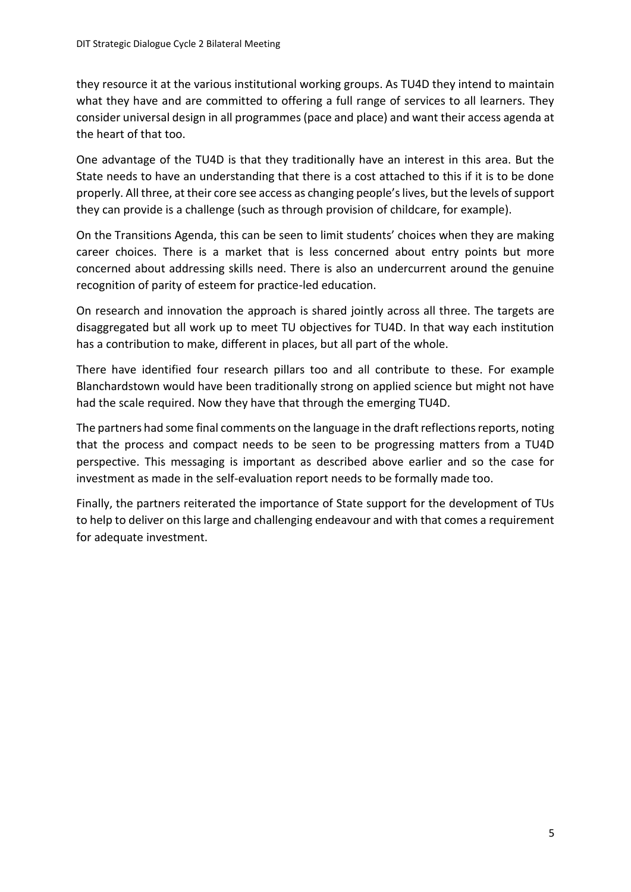they resource it at the various institutional working groups. As TU4D they intend to maintain what they have and are committed to offering a full range of services to all learners. They consider universal design in all programmes (pace and place) and want their access agenda at the heart of that too.

One advantage of the TU4D is that they traditionally have an interest in this area. But the State needs to have an understanding that there is a cost attached to this if it is to be done properly. All three, at their core see access as changing people's lives, but the levels of support they can provide is a challenge (such as through provision of childcare, for example).

On the Transitions Agenda, this can be seen to limit students' choices when they are making career choices. There is a market that is less concerned about entry points but more concerned about addressing skills need. There is also an undercurrent around the genuine recognition of parity of esteem for practice-led education.

On research and innovation the approach is shared jointly across all three. The targets are disaggregated but all work up to meet TU objectives for TU4D. In that way each institution has a contribution to make, different in places, but all part of the whole.

There have identified four research pillars too and all contribute to these. For example Blanchardstown would have been traditionally strong on applied science but might not have had the scale required. Now they have that through the emerging TU4D.

The partners had some final comments on the language in the draft reflections reports, noting that the process and compact needs to be seen to be progressing matters from a TU4D perspective. This messaging is important as described above earlier and so the case for investment as made in the self-evaluation report needs to be formally made too.

Finally, the partners reiterated the importance of State support for the development of TUs to help to deliver on this large and challenging endeavour and with that comes a requirement for adequate investment.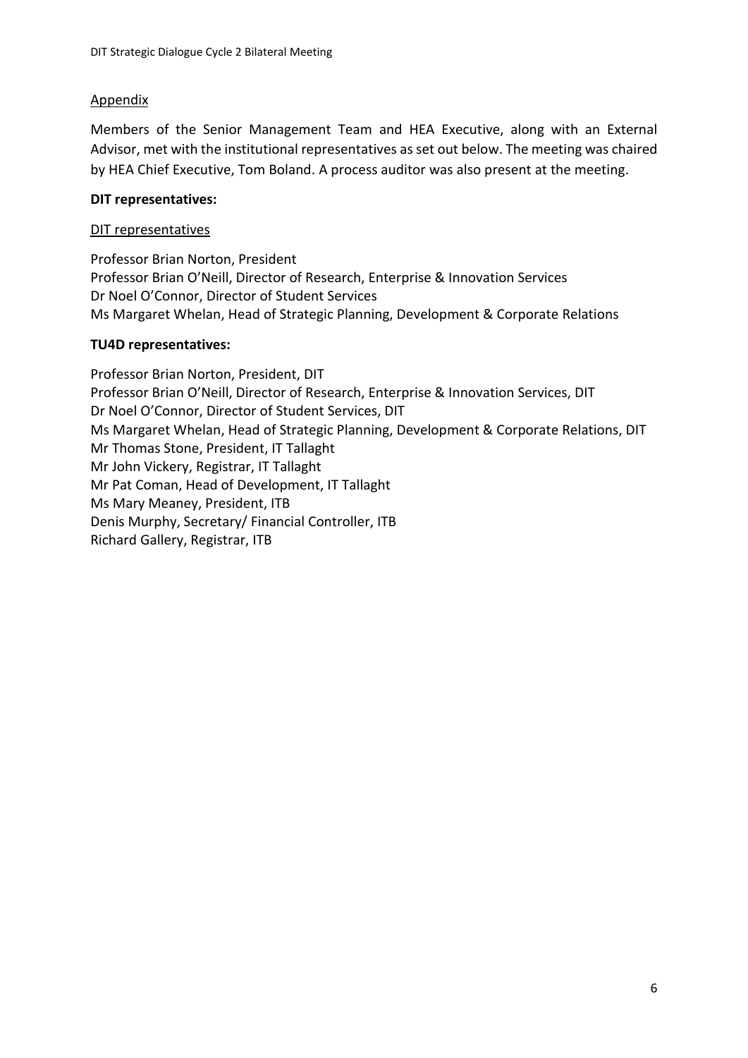Appendix

Members of the Senior Management Team and HEA Executive, along with an External Advisor, met with the institutional representatives as set out below. The meeting was chaired by HEA Chief Executive, Tom Boland. A process auditor was also present at the meeting.

**DIT representatives:**

DIT representatives

Professor Brian Norton, President
Professor Brian O'Neill, Director of Research, Enterprise & Innovation Services
Dr Noel O'Connor, Director of Student Services
Ms Margaret Whelan, Head of Strategic Planning, Development & Corporate Relations

**TU4D representatives:**

Professor Brian Norton, President, DIT
Professor Brian O'Neill, Director of Research, Enterprise & Innovation Services, DIT
Dr Noel O'Connor, Director of Student Services, DIT
Ms Margaret Whelan, Head of Strategic Planning, Development & Corporate Relations, DIT
Mr Thomas Stone, President, IT Tallaght
Mr John Vickery, Registrar, IT Tallaght
Mr Pat Coman, Head of Development, IT Tallaght
Ms Mary Meaney, President, ITB
Denis Murphy, Secretary/ Financial Controller, ITB
Richard Gallery, Registrar, ITB